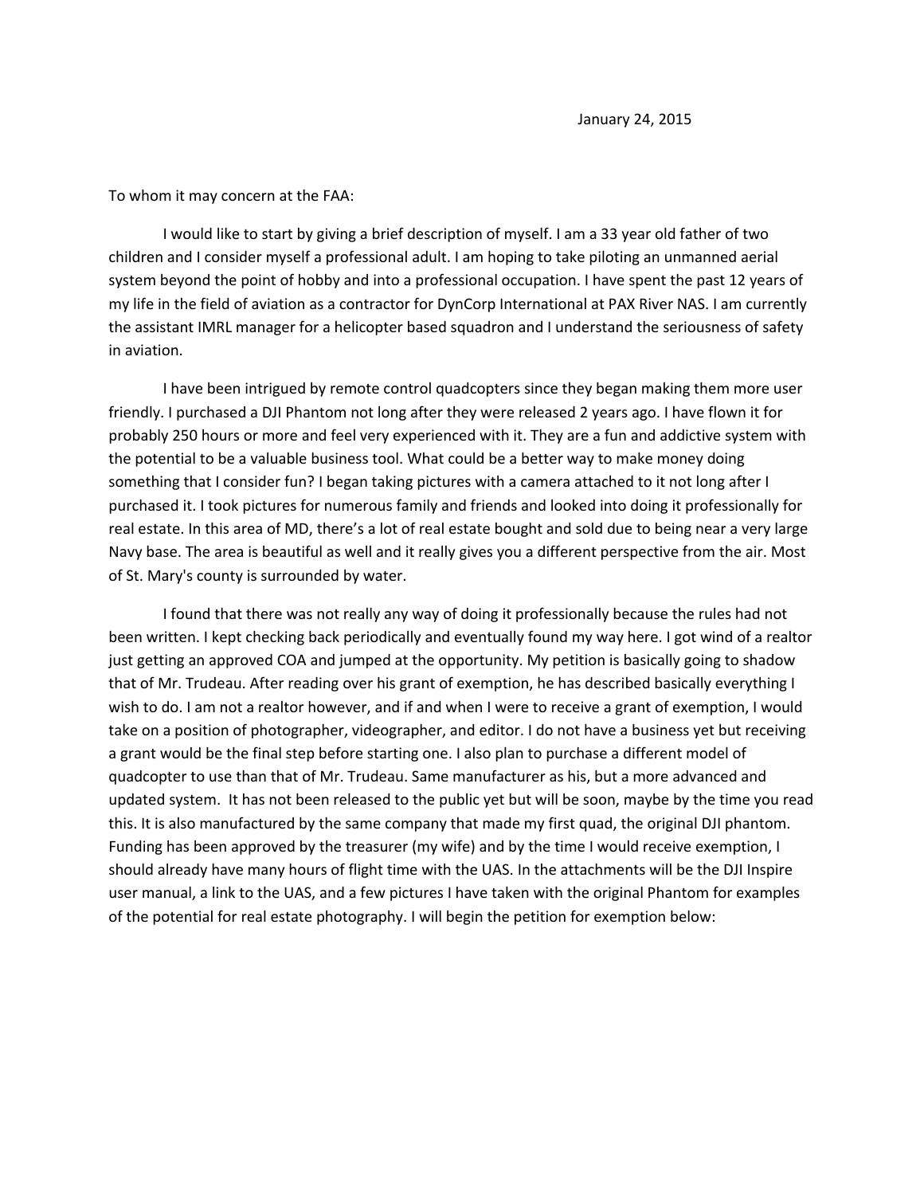January 24, 2015

To whom it may concern at the FAA:

I would like to start by giving a brief description of myself. I am a 33 year old father of two children and I consider myself a professional adult. I am hoping to take piloting an unmanned aerial system beyond the point of hobby and into a professional occupation. I have spent the past 12 years of my life in the field of aviation as a contractor for DynCorp International at PAX River NAS. I am currently the assistant IMRL manager for a helicopter based squadron and I understand the seriousness of safety in aviation.

I have been intrigued by remote control quadcopters since they began making them more user friendly. I purchased a DJI Phantom not long after they were released 2 years ago. I have flown it for probably 250 hours or more and feel very experienced with it. They are a fun and addictive system with the potential to be a valuable business tool. What could be a better way to make money doing something that I consider fun? I began taking pictures with a camera attached to it not long after I purchased it. I took pictures for numerous family and friends and looked into doing it professionally for real estate. In this area of MD, there's a lot of real estate bought and sold due to being near a very large Navy base. The area is beautiful as well and it really gives you a different perspective from the air. Most of St. Mary's county is surrounded by water.

I found that there was not really any way of doing it professionally because the rules had not been written. I kept checking back periodically and eventually found my way here. I got wind of a realtor just getting an approved COA and jumped at the opportunity. My petition is basically going to shadow that of Mr. Trudeau. After reading over his grant of exemption, he has described basically everything I wish to do. I am not a realtor however, and if and when I were to receive a grant of exemption, I would take on a position of photographer, videographer, and editor. I do not have a business yet but receiving a grant would be the final step before starting one. I also plan to purchase a different model of quadcopter to use than that of Mr. Trudeau. Same manufacturer as his, but a more advanced and updated system. It has not been released to the public yet but will be soon, maybe by the time you read this. It is also manufactured by the same company that made my first quad, the original DJI phantom. Funding has been approved by the treasurer (my wife) and by the time I would receive exemption, I should already have many hours of flight time with the UAS. In the attachments will be the DJI Inspire user manual, a link to the UAS, and a few pictures I have taken with the original Phantom for examples of the potential for real estate photography. I will begin the petition for exemption below: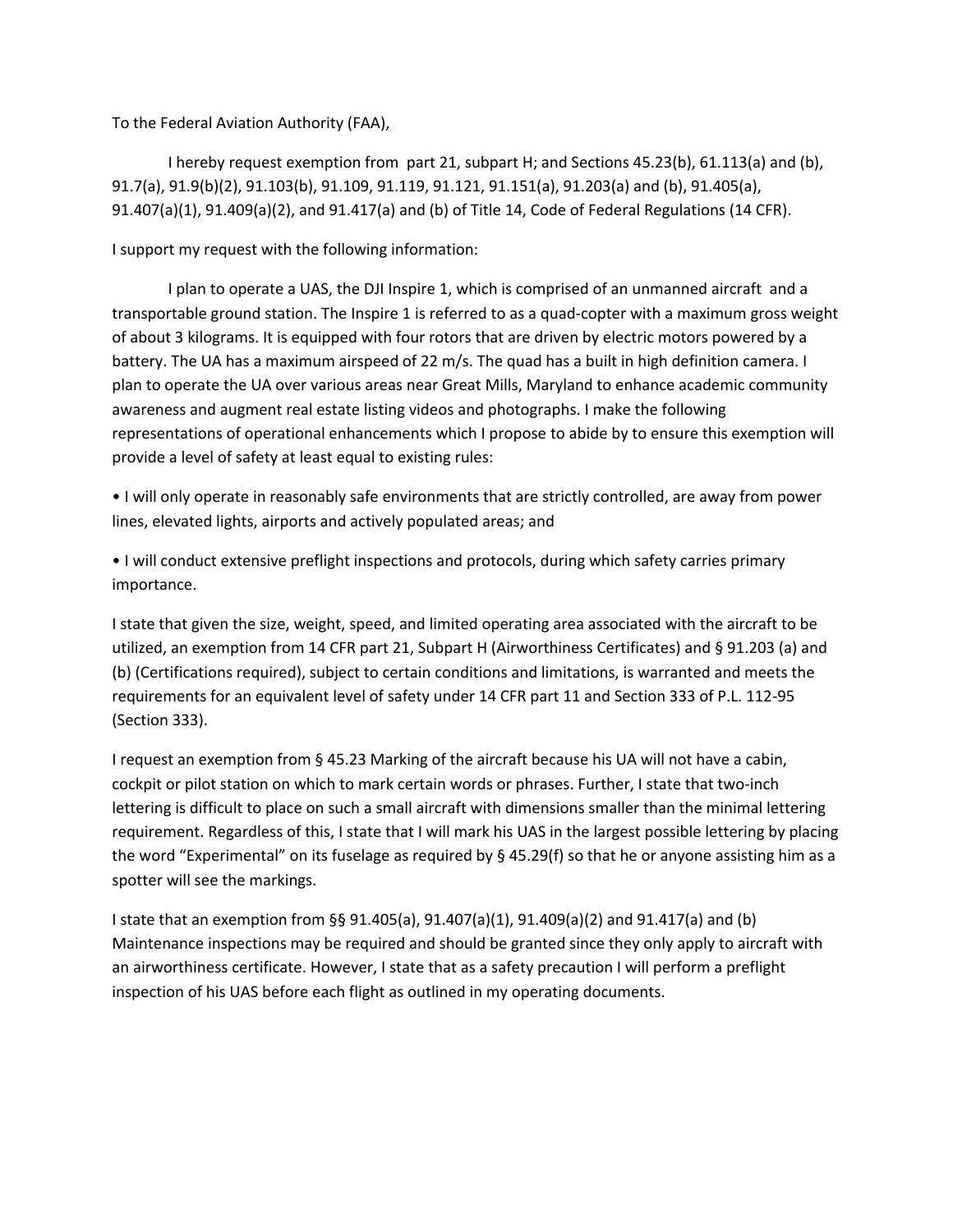To the Federal Aviation Authority (FAA),

I hereby request exemption from part 21, subpart H; and Sections 45.23(b), 61.113(a) and (b), 91.7(a), 91.9(b)(2), 91.103(b), 91.109, 91.119, 91.121, 91.151(a), 91.203(a) and (b), 91.405(a), 91.407(a)(1), 91.409(a)(2), and 91.417(a) and (b) of Title 14, Code of Federal Regulations (14 CFR).

I support my request with the following information:

I plan to operate a UAS, the DJI Inspire 1, which is comprised of an unmanned aircraft and a transportable ground station. The Inspire 1 is referred to as a quad-copter with a maximum gross weight of about 3 kilograms. It is equipped with four rotors that are driven by electric motors powered by a battery. The UA has a maximum airspeed of 22 m/s. The quad has a built in high definition camera. I plan to operate the UA over various areas near Great Mills, Maryland to enhance academic community awareness and augment real estate listing videos and photographs. I make the following representations of operational enhancements which I propose to abide by to ensure this exemption will provide a level of safety at least equal to existing rules:

- I will only operate in reasonably safe environments that are strictly controlled, are away from power lines, elevated lights, airports and actively populated areas; and
- I will conduct extensive preflight inspections and protocols, during which safety carries primary importance.

I state that given the size, weight, speed, and limited operating area associated with the aircraft to be utilized, an exemption from 14 CFR part 21, Subpart H (Airworthiness Certificates) and § 91.203 (a) and (b) (Certifications required), subject to certain conditions and limitations, is warranted and meets the requirements for an equivalent level of safety under 14 CFR part 11 and Section 333 of P.L. 112-95 (Section 333).

I request an exemption from § 45.23 Marking of the aircraft because his UA will not have a cabin, cockpit or pilot station on which to mark certain words or phrases. Further, I state that two-inch lettering is difficult to place on such a small aircraft with dimensions smaller than the minimal lettering requirement. Regardless of this, I state that I will mark his UAS in the largest possible lettering by placing the word "Experimental" on its fuselage as required by § 45.29(f) so that he or anyone assisting him as a spotter will see the markings.

I state that an exemption from §§ 91.405(a), 91.407(a)(1), 91.409(a)(2) and 91.417(a) and (b) Maintenance inspections may be required and should be granted since they only apply to aircraft with an airworthiness certificate. However, I state that as a safety precaution I will perform a preflight inspection of his UAS before each flight as outlined in my operating documents.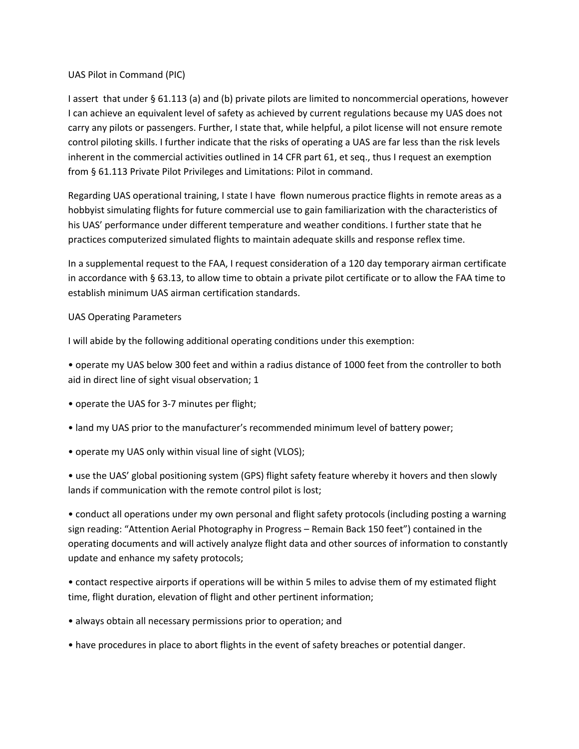UAS Pilot in Command (PIC)

I assert that under § 61.113 (a) and (b) private pilots are limited to noncommercial operations, however I can achieve an equivalent level of safety as achieved by current regulations because my UAS does not carry any pilots or passengers. Further, I state that, while helpful, a pilot license will not ensure remote control piloting skills. I further indicate that the risks of operating a UAS are far less than the risk levels inherent in the commercial activities outlined in 14 CFR part 61, et seq., thus I request an exemption from § 61.113 Private Pilot Privileges and Limitations: Pilot in command.

Regarding UAS operational training, I state I have flown numerous practice flights in remote areas as a hobbyist simulating flights for future commercial use to gain familiarization with the characteristics of his UAS' performance under different temperature and weather conditions. I further state that he practices computerized simulated flights to maintain adequate skills and response reflex time.

In a supplemental request to the FAA, I request consideration of a 120 day temporary airman certificate in accordance with § 63.13, to allow time to obtain a private pilot certificate or to allow the FAA time to establish minimum UAS airman certification standards.

UAS Operating Parameters

I will abide by the following additional operating conditions under this exemption:

- operate my UAS below 300 feet and within a radius distance of 1000 feet from the controller to both aid in direct line of sight visual observation; 1
- operate the UAS for 3-7 minutes per flight;
- land my UAS prior to the manufacturer's recommended minimum level of battery power;
- operate my UAS only within visual line of sight (VLOS);
- use the UAS' global positioning system (GPS) flight safety feature whereby it hovers and then slowly lands if communication with the remote control pilot is lost;
- conduct all operations under my own personal and flight safety protocols (including posting a warning sign reading: "Attention Aerial Photography in Progress – Remain Back 150 feet") contained in the operating documents and will actively analyze flight data and other sources of information to constantly update and enhance my safety protocols;
- contact respective airports if operations will be within 5 miles to advise them of my estimated flight time, flight duration, elevation of flight and other pertinent information;
- always obtain all necessary permissions prior to operation; and
- have procedures in place to abort flights in the event of safety breaches or potential danger.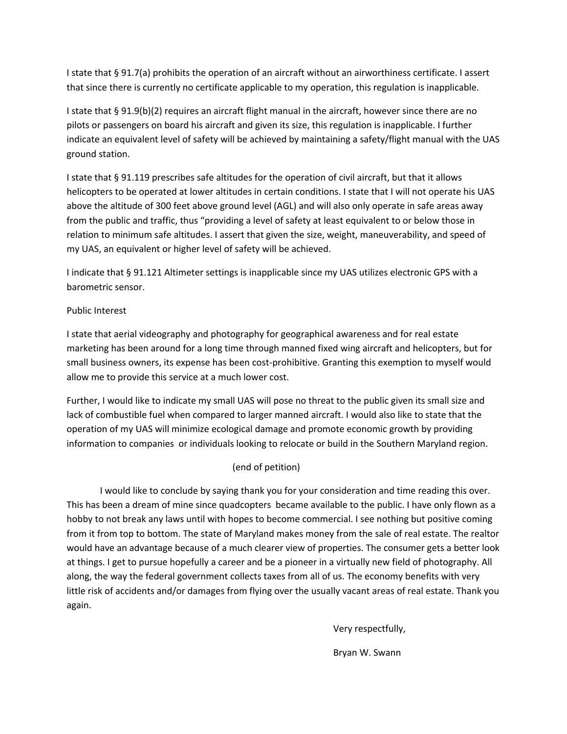I state that § 91.7(a) prohibits the operation of an aircraft without an airworthiness certificate. I assert that since there is currently no certificate applicable to my operation, this regulation is inapplicable.

I state that § 91.9(b)(2) requires an aircraft flight manual in the aircraft, however since there are no pilots or passengers on board his aircraft and given its size, this regulation is inapplicable. I further indicate an equivalent level of safety will be achieved by maintaining a safety/flight manual with the UAS ground station.

I state that § 91.119 prescribes safe altitudes for the operation of civil aircraft, but that it allows helicopters to be operated at lower altitudes in certain conditions. I state that I will not operate his UAS above the altitude of 300 feet above ground level (AGL) and will also only operate in safe areas away from the public and traffic, thus "providing a level of safety at least equivalent to or below those in relation to minimum safe altitudes. I assert that given the size, weight, maneuverability, and speed of my UAS, an equivalent or higher level of safety will be achieved.

I indicate that § 91.121 Altimeter settings is inapplicable since my UAS utilizes electronic GPS with a barometric sensor.

Public Interest

I state that aerial videography and photography for geographical awareness and for real estate marketing has been around for a long time through manned fixed wing aircraft and helicopters, but for small business owners, its expense has been cost-prohibitive. Granting this exemption to myself would allow me to provide this service at a much lower cost.

Further, I would like to indicate my small UAS will pose no threat to the public given its small size and lack of combustible fuel when compared to larger manned aircraft. I would also like to state that the operation of my UAS will minimize ecological damage and promote economic growth by providing information to companies or individuals looking to relocate or build in the Southern Maryland region.

(end of petition)

I would like to conclude by saying thank you for your consideration and time reading this over. This has been a dream of mine since quadcopters became available to the public. I have only flown as a hobby to not break any laws until with hopes to become commercial. I see nothing but positive coming from it from top to bottom. The state of Maryland makes money from the sale of real estate. The realtor would have an advantage because of a much clearer view of properties. The consumer gets a better look at things. I get to pursue hopefully a career and be a pioneer in a virtually new field of photography. All along, the way the federal government collects taxes from all of us. The economy benefits with very little risk of accidents and/or damages from flying over the usually vacant areas of real estate. Thank you again.

Very respectfully,

Bryan W. Swann